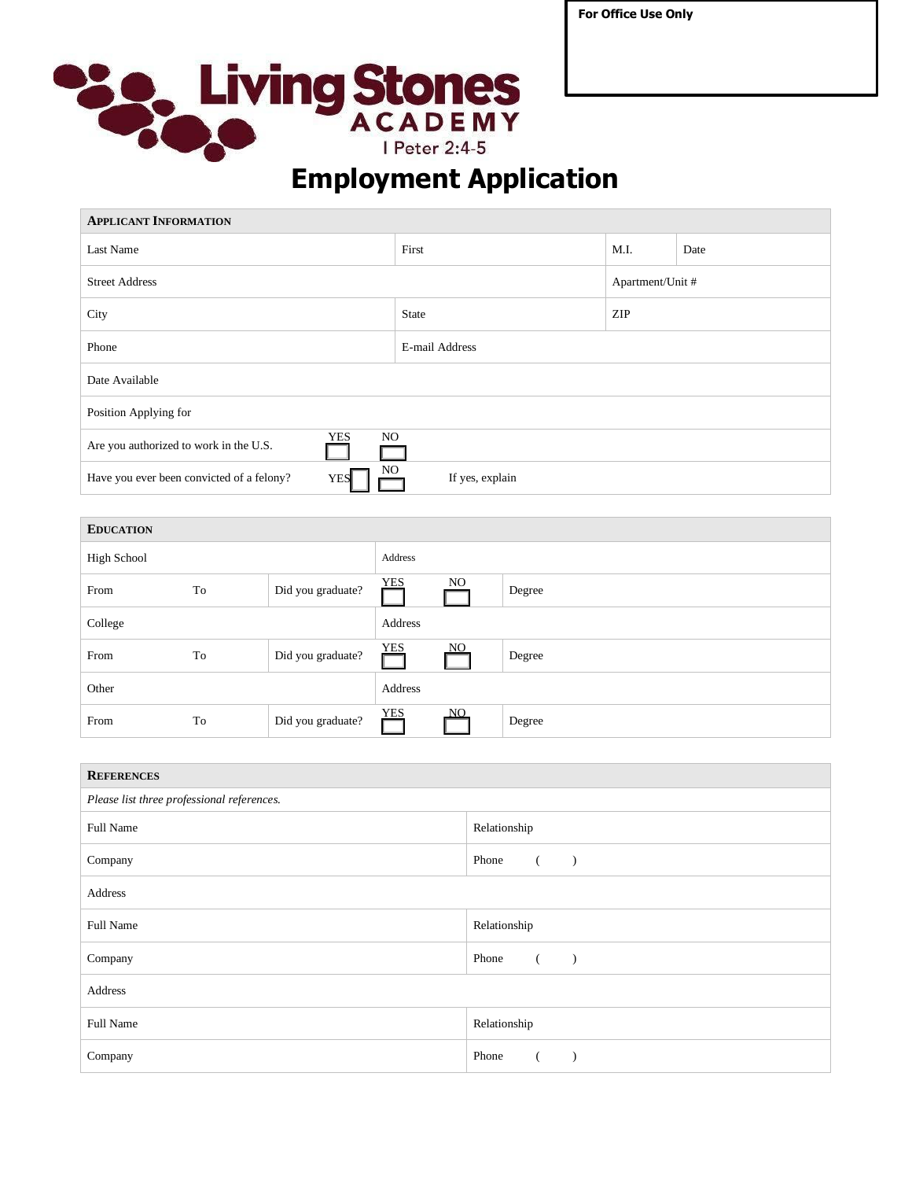**For Office Use Only**

Living Stones ACADEMY
I Peter 2:4-5

# Employment Application

| **APPLICANT INFORMATION** | | | |
|---|---|---|---|
| Last Name | First | M.I. | Date |
| Street Address | | Apartment/Unit # | |
| City | State | ZIP | |
| Phone | E-mail Address | | |
| Date Available | | | |
| Position Applying for | | | |
| Are you authorized to work in the U.S. | YES ☐ NO ☐ | | |
| Have you ever been convicted of a felony? | YES ☐ NO ☐ | If yes, explain | |

| **EDUCATION** | | | | |
|---|---|---|---|---|
| High School | | Address | | |
| From | To | Did you graduate? | YES ☐ NO ☐ | Degree |
| College | | Address | | |
| From | To | Did you graduate? | YES ☐ NO ☐ | Degree |
| Other | | Address | | |
| From | To | Did you graduate? | YES ☐ NO ☐ | Degree |

| **REFERENCES** | |
|---|---|
| *Please list three professional references.* | |
| Full Name | Relationship |
| Company | Phone ( ) |
| Address | |
| Full Name | Relationship |
| Company | Phone ( ) |
| Address | |
| Full Name | Relationship |
| Company | Phone ( ) |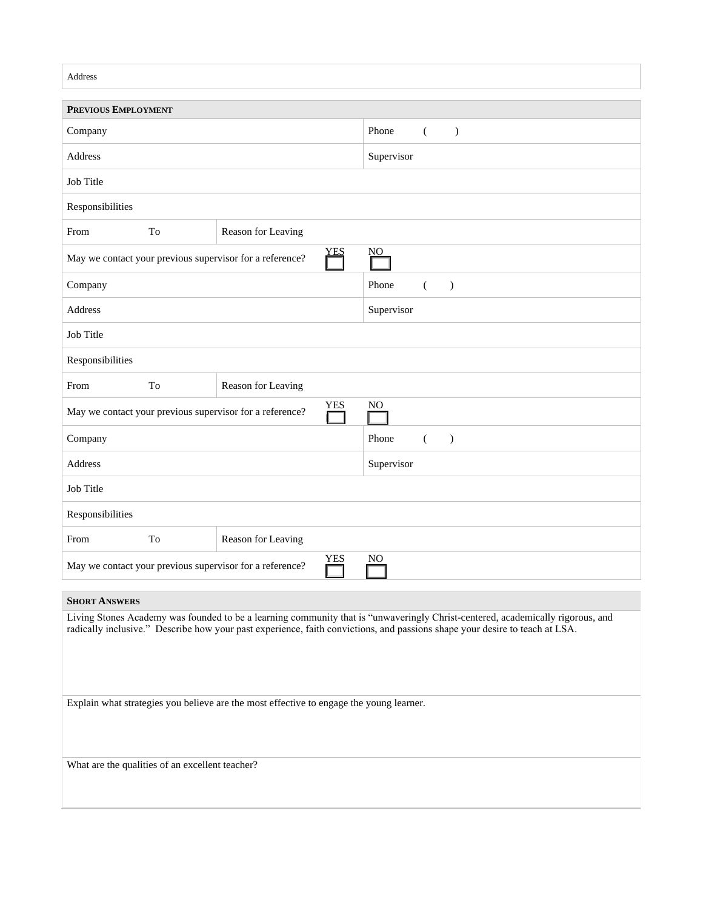| Address |
|---|

**PREVIOUS EMPLOYMENT**

| Company | | | Phone ( ) |
|---|---|---|---|
| Address | | | Supervisor |
| Job Title | | | |
| Responsibilities | | | |
| From | To | Reason for Leaving | |
| May we contact your previous supervisor for a reference? | | YES ☐ | NO ☐ |
| Company | | | Phone ( ) |
| Address | | | Supervisor |
| Job Title | | | |
| Responsibilities | | | |
| From | To | Reason for Leaving | |
| May we contact your previous supervisor for a reference? | | YES ☐ | NO ☐ |
| Company | | | Phone ( ) |
| Address | | | Supervisor |
| Job Title | | | |
| Responsibilities | | | |
| From | To | Reason for Leaving | |
| May we contact your previous supervisor for a reference? | | YES ☐ | NO ☐ |

**SHORT ANSWERS**

Living Stones Academy was founded to be a learning community that is "unwaveringly Christ-centered, academically rigorous, and radically inclusive." Describe how your past experience, faith convictions, and passions shape your desire to teach at LSA.

Explain what strategies you believe are the most effective to engage the young learner.

What are the qualities of an excellent teacher?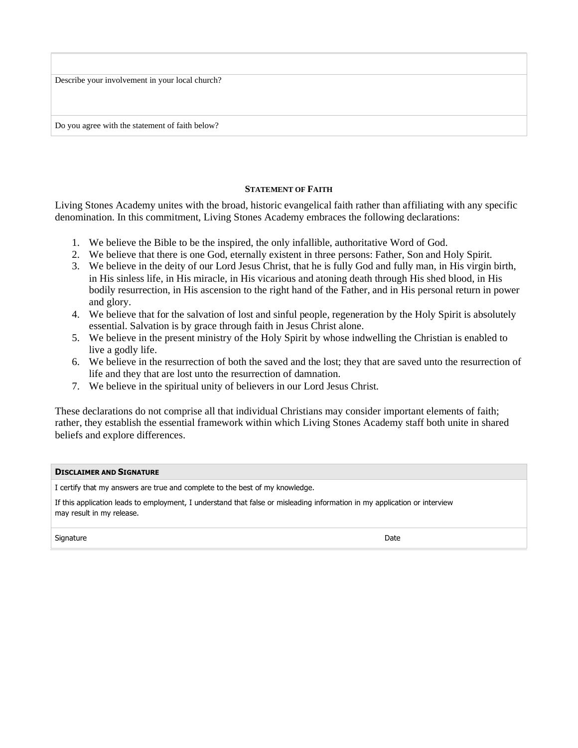| |
|---|
| |
| Describe your involvement in your local church? |
| Do you agree with the statement of faith below? |

### STATEMENT OF FAITH

Living Stones Academy unites with the broad, historic evangelical faith rather than affiliating with any specific denomination. In this commitment, Living Stones Academy embraces the following declarations:

1. We believe the Bible to be the inspired, the only infallible, authoritative Word of God.
2. We believe that there is one God, eternally existent in three persons: Father, Son and Holy Spirit.
3. We believe in the deity of our Lord Jesus Christ, that he is fully God and fully man, in His virgin birth, in His sinless life, in His miracle, in His vicarious and atoning death through His shed blood, in His bodily resurrection, in His ascension to the right hand of the Father, and in His personal return in power and glory.
4. We believe that for the salvation of lost and sinful people, regeneration by the Holy Spirit is absolutely essential. Salvation is by grace through faith in Jesus Christ alone.
5. We believe in the present ministry of the Holy Spirit by whose indwelling the Christian is enabled to live a godly life.
6. We believe in the resurrection of both the saved and the lost; they that are saved unto the resurrection of life and they that are lost unto the resurrection of damnation.
7. We believe in the spiritual unity of believers in our Lord Jesus Christ.

These declarations do not comprise all that individual Christians may consider important elements of faith; rather, they establish the essential framework within which Living Stones Academy staff both unite in shared beliefs and explore differences.

| **DISCLAIMER AND SIGNATURE** | |
|---|---|
| I certify that my answers are true and complete to the best of my knowledge.<br><br>If this application leads to employment, I understand that false or misleading information in my application or interview may result in my release. | |
| Signature | Date |